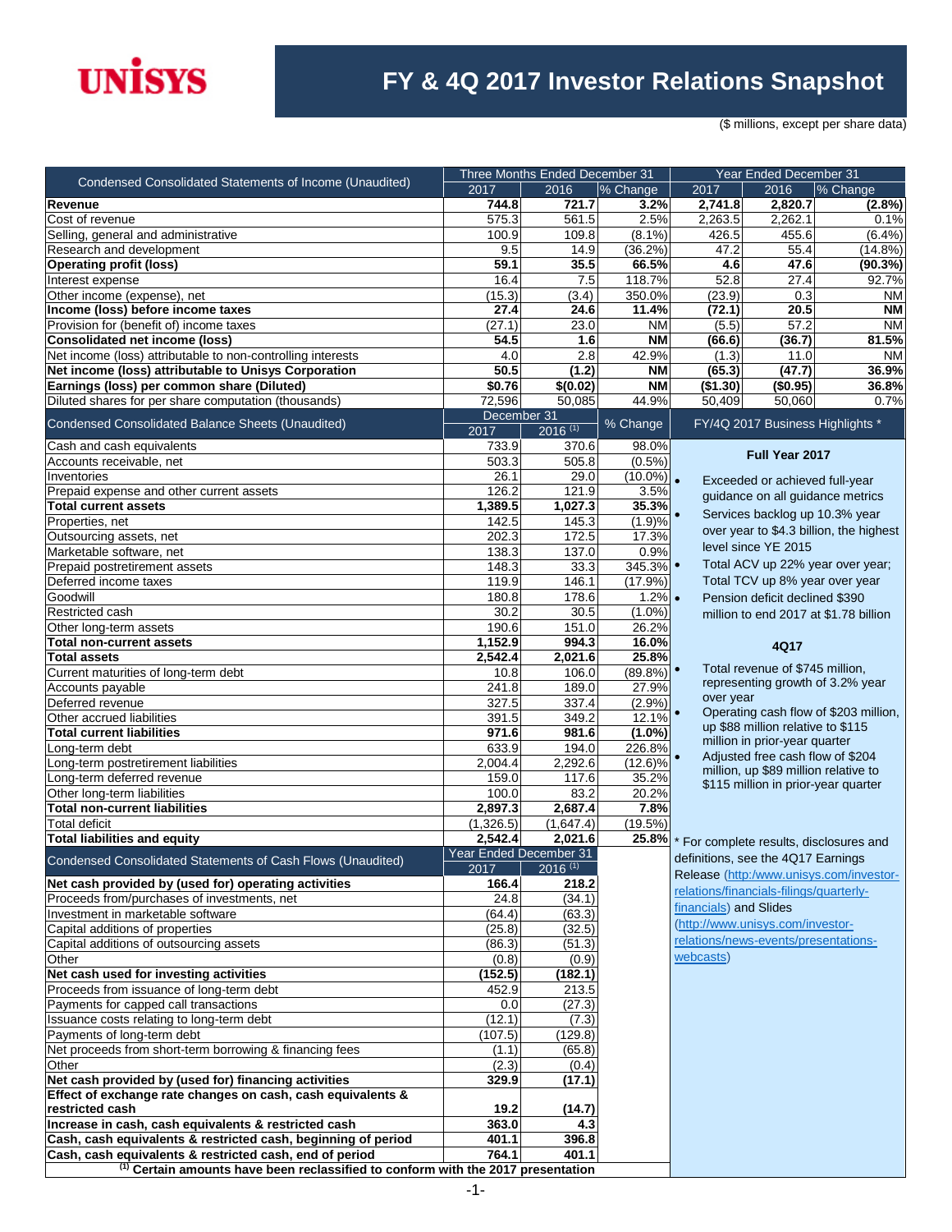UNISYS

# FY & 4Q 2017 Investor Relations Snapshot

($ millions, except per share data)

| Condensed Consolidated Statements of Income (Unaudited) | Three Months Ended December 31 | | | Year Ended December 31 | | |
|---|---|---|---|---|---|---|
| | 2017 | 2016 | % Change | 2017 | 2016 | % Change |
| **Revenue** | **744.8** | **721.7** | **3.2%** | **2,741.8** | **2,820.7** | **(2.8%)** |
| Cost of revenue | 575.3 | 561.5 | 2.5% | 2,263.5 | 2,262.1 | 0.1% |
| Selling, general and administrative | 100.9 | 109.8 | (8.1%) | 426.5 | 455.6 | (6.4%) |
| Research and development | 9.5 | 14.9 | (36.2%) | 47.2 | 55.4 | (14.8%) |
| **Operating profit (loss)** | **59.1** | **35.5** | **66.5%** | **4.6** | **47.6** | **(90.3%)** |
| Interest expense | 16.4 | 7.5 | 118.7% | 52.8 | 27.4 | 92.7% |
| Other income (expense), net | (15.3) | (3.4) | 350.0% | (23.9) | 0.3 | NM |
| **Income (loss) before income taxes** | **27.4** | **24.6** | **11.4%** | **(72.1)** | **20.5** | **NM** |
| Provision for (benefit of) income taxes | (27.1) | 23.0 | NM | (5.5) | 57.2 | NM |
| **Consolidated net income (loss)** | **54.5** | **1.6** | **NM** | **(66.6)** | **(36.7)** | **81.5%** |
| Net income (loss) attributable to non-controlling interests | 4.0 | 2.8 | 42.9% | (1.3) | 11.0 | NM |
| **Net income (loss) attributable to Unisys Corporation** | **50.5** | **(1.2)** | **NM** | **(65.3)** | **(47.7)** | **36.9%** |
| **Earnings (loss) per common share (Diluted)** | **$0.76** | **$(0.02)** | **NM** | **($1.30)** | **($0.95)** | **36.8%** |
| Diluted shares for per share computation (thousands) | 72,596 | 50,085 | 44.9% | 50,409 | 50,060 | 0.7% |

| Condensed Consolidated Balance Sheets (Unaudited) | December 31 | | % Change |
|---|---|---|---|
| | 2017 | 2016 [1] | |
| Cash and cash equivalents | 733.9 | 370.6 | 98.0% |
| Accounts receivable, net | 503.3 | 505.8 | (0.5%) |
| Inventories | 26.1 | 29.0 | (10.0%) |
| Prepaid expense and other current assets | 126.2 | 121.9 | 3.5% |
| **Total current assets** | **1,389.5** | **1,027.3** | **35.3%** |
| Properties, net | 142.5 | 145.3 | (1.9%) |
| Outsourcing assets, net | 202.3 | 172.5 | 17.3% |
| Marketable software, net | 138.3 | 137.0 | 0.9% |
| Prepaid postretirement assets | 148.3 | 33.3 | 345.3% |
| Deferred income taxes | 119.9 | 146.1 | (17.9%) |
| Goodwill | 180.8 | 178.6 | 1.2% |
| Restricted cash | 30.2 | 30.5 | (1.0%) |
| Other long-term assets | 190.6 | 151.0 | 26.2% |
| **Total non-current assets** | **1,152.9** | **994.3** | **16.0%** |
| **Total assets** | **2,542.4** | **2,021.6** | **25.8%** |
| Current maturities of long-term debt | 10.8 | 106.0 | (89.8%) |
| Accounts payable | 241.8 | 189.0 | 27.9% |
| Deferred revenue | 327.5 | 337.4 | (2.9%) |
| Other accrued liabilities | 391.5 | 349.2 | 12.1% |
| **Total current liabilities** | **971.6** | **981.6** | **(1.0%)** |
| Long-term debt | 633.9 | 194.0 | 226.8% |
| Long-term postretirement liabilities | 2,004.4 | 2,292.6 | (12.6%) |
| Long-term deferred revenue | 159.0 | 117.6 | 35.2% |
| Other long-term liabilities | 100.0 | 83.2 | 20.2% |
| **Total non-current liabilities** | **2,897.3** | **2,687.4** | **7.8%** |
| Total deficit | (1,326.5) | (1,647.4) | (19.5%) |
| **Total liabilities and equity** | **2,542.4** | **2,021.6** | **25.8%** |

| Condensed Consolidated Statements of Cash Flows (Unaudited) | Year Ended December 31 | |
|---|---|---|
| | 2017 | 2016 [1] |
| **Net cash provided by (used for) operating activities** | **166.4** | **218.2** |
| Proceeds from/purchases of investments, net | 24.8 | (34.1) |
| Investment in marketable software | (64.4) | (63.3) |
| Capital additions of properties | (25.8) | (32.5) |
| Capital additions of outsourcing assets | (86.3) | (51.3) |
| Other | (0.8) | (0.9) |
| **Net cash used for investing activities** | **(152.5)** | **(182.1)** |
| Proceeds from issuance of long-term debt | 452.9 | 213.5 |
| Payments for capped call transactions | 0.0 | (27.3) |
| Issuance costs relating to long-term debt | (12.1) | (7.3) |
| Payments of long-term debt | (107.5) | (129.8) |
| Net proceeds from short-term borrowing & financing fees | (1.1) | (65.8) |
| Other | (2.3) | (0.4) |
| **Net cash provided by (used for) financing activities** | **329.9** | **(17.1)** |
| **Effect of exchange rate changes on cash, cash equivalents & restricted cash** | **19.2** | **(14.7)** |
| **Increase in cash, cash equivalents & restricted cash** | **363.0** | **4.3** |
| **Cash, cash equivalents & restricted cash, beginning of period** | **401.1** | **396.8** |
| **Cash, cash equivalents & restricted cash, end of period** | **764.1** | **401.1** |

**[1] Certain amounts have been reclassified to conform with the 2017 presentation**

## FY/4Q 2017 Business Highlights *

### Full Year 2017

- Exceeded or achieved full-year guidance on all guidance metrics
- Services backlog up 10.3% year over year to $4.3 billion, the highest level since YE 2015
- Total ACV up 22% year over year; Total TCV up 8% year over year
- Pension deficit declined $390 million to end 2017 at $1.78 billion

### 4Q17

- Total revenue of $745 million, representing growth of 3.2% year over year
- Operating cash flow of $203 million, up $88 million relative to $115 million in prior-year quarter
- Adjusted free cash flow of $204 million, up $89 million relative to $115 million in prior-year quarter

* For complete results, disclosures and definitions, see the 4Q17 Earnings Release (http:/www.unisys.com/investor-relations/financials-filings/quarterly-financials) and Slides (http://www.unisys.com/investor-relations/news-events/presentations-webcasts)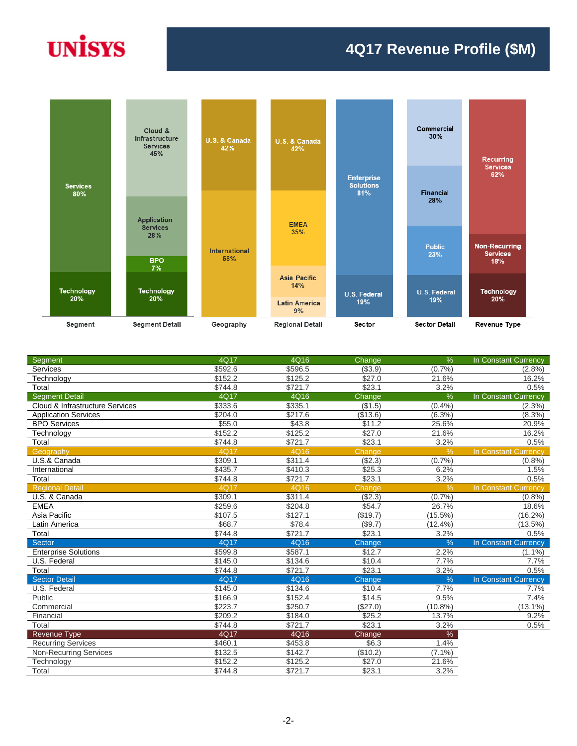# 4Q17 Revenue Profile ($M)

| Segment | Segment Detail | Geography | Regional Detail | Sector | Sector Detail | Revenue Type |
|---|---|---|---|---|---|---|
| Services 80% | Cloud & Infrastructure Services 45% | U.S. & Canada 42% | U.S. & Canada 42% | Enterprise Solutions 81% | Commercial 30% | Recurring Services 62% |
| Technology 20% | Application Services 28% | International 58% | EMEA 35% | U.S. Federal 19% | Financial 28% | Non-Recurring Services 18% |
| | BPO 7% | | Asia Pacific 14% | | Public 23% | Technology 20% |
| | Technology 20% | | Latin America 9% | | U.S. Federal 19% | |

| Segment | 4Q17 | 4Q16 | Change | % | In Constant Currency |
|---|---|---|---|---|---|
| Services | $592.6 | $596.5 | ($3.9) | (0.7%) | (2.8%) |
| Technology | $152.2 | $125.2 | $27.0 | 21.6% | 16.2% |
| Total | $744.8 | $721.7 | $23.1 | 3.2% | 0.5% |
| **Segment Detail** | **4Q17** | **4Q16** | **Change** | **%** | **In Constant Currency** |
| Cloud & Infrastructure Services | $333.6 | $335.1 | ($1.5) | (0.4%) | (2.3%) |
| Application Services | $204.0 | $217.6 | ($13.6) | (6.3%) | (8.3%) |
| BPO Services | $55.0 | $43.8 | $11.2 | 25.6% | 20.9% |
| Technology | $152.2 | $125.2 | $27.0 | 21.6% | 16.2% |
| Total | $744.8 | $721.7 | $23.1 | 3.2% | 0.5% |
| **Geography** | **4Q17** | **4Q16** | **Change** | **%** | **In Constant Currency** |
| U.S.& Canada | $309.1 | $311.4 | ($2.3) | (0.7%) | (0.8%) |
| International | $435.7 | $410.3 | $25.3 | 6.2% | 1.5% |
| Total | $744.8 | $721.7 | $23.1 | 3.2% | 0.5% |
| **Regional Detail** | **4Q17** | **4Q16** | **Change** | **%** | **In Constant Currency** |
| U.S. & Canada | $309.1 | $311.4 | ($2.3) | (0.7%) | (0.8%) |
| EMEA | $259.6 | $204.8 | $54.7 | 26.7% | 18.6% |
| Asia Pacific | $107.5 | $127.1 | ($19.7) | (15.5%) | (16.2%) |
| Latin America | $68.7 | $78.4 | ($9.7) | (12.4%) | (13.5%) |
| Total | $744.8 | $721.7 | $23.1 | 3.2% | 0.5% |
| **Sector** | **4Q17** | **4Q16** | **Change** | **%** | **In Constant Currency** |
| Enterprise Solutions | $599.8 | $587.1 | $12.7 | 2.2% | (1.1%) |
| U.S. Federal | $145.0 | $134.6 | $10.4 | 7.7% | 7.7% |
| Total | $744.8 | $721.7 | $23.1 | 3.2% | 0.5% |
| **Sector Detail** | **4Q17** | **4Q16** | **Change** | **%** | **In Constant Currency** |
| U.S. Federal | $145.0 | $134.6 | $10.4 | 7.7% | 7.7% |
| Public | $166.9 | $152.4 | $14.5 | 9.5% | 7.4% |
| Commercial | $223.7 | $250.7 | ($27.0) | (10.8%) | (13.1%) |
| Financial | $209.2 | $184.0 | $25.2 | 13.7% | 9.2% |
| Total | $744.8 | $721.7 | $23.1 | 3.2% | 0.5% |
| **Revenue Type** | **4Q17** | **4Q16** | **Change** | **%** | |
| Recurring Services | $460.1 | $453.8 | $6.3 | 1.4% | |
| Non-Recurring Services | $132.5 | $142.7 | ($10.2) | (7.1%) | |
| Technology | $152.2 | $125.2 | $27.0 | 21.6% | |
| Total | $744.8 | $721.7 | $23.1 | 3.2% | |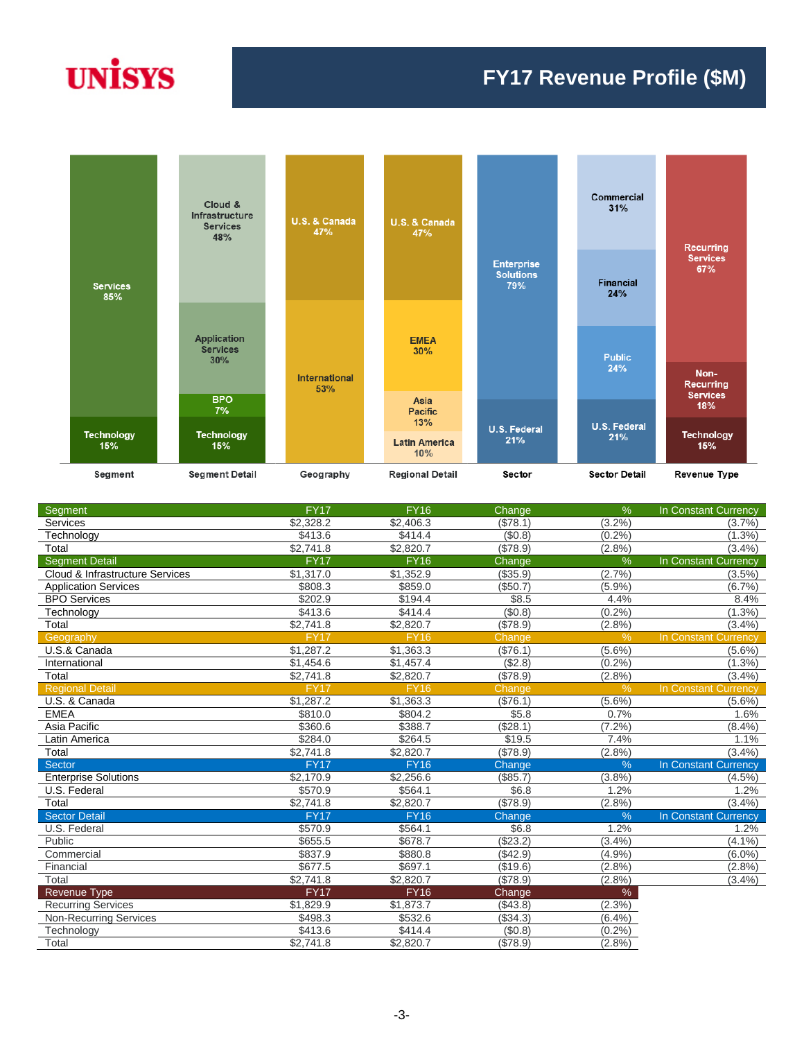UNISYS

# FY17 Revenue Profile ($M)

Services 85%
Technology 15%
Segment

Cloud & Infrastructure Services 48%
Application Services 30%
BPO 7%
Technology 15%
Segment Detail

U.S. & Canada 47%
International 53%
Geography

U.S. & Canada 47%
EMEA 30%
Asia Pacific 13%
Latin America 10%
Regional Detail

Enterprise Solutions 79%
U.S. Federal 21%
Sector

Commercial 31%
Financial 24%
Public 24%
U.S. Federal 21%
Sector Detail

Recurring Services 67%
Non-Recurring Services 18%
Technology 15%
Revenue Type

| Segment | FY17 | FY16 | Change | % | In Constant Currency |
|---|---|---|---|---|---|
| Services | $2,328.2 | $2,406.3 | ($78.1) | (3.2%) | (3.7%) |
| Technology | $413.6 | $414.4 | ($0.8) | (0.2%) | (1.3%) |
| Total | $2,741.8 | $2,820.7 | ($78.9) | (2.8%) | (3.4%) |
| **Segment Detail** | **FY17** | **FY16** | **Change** | **%** | **In Constant Currency** |
| Cloud & Infrastructure Services | $1,317.0 | $1,352.9 | ($35.9) | (2.7%) | (3.5%) |
| Application Services | $808.3 | $859.0 | ($50.7) | (5.9%) | (6.7%) |
| BPO Services | $202.9 | $194.4 | $8.5 | 4.4% | 8.4% |
| Technology | $413.6 | $414.4 | ($0.8) | (0.2%) | (1.3%) |
| Total | $2,741.8 | $2,820.7 | ($78.9) | (2.8%) | (3.4%) |
| **Geography** | **FY17** | **FY16** | **Change** | **%** | **In Constant Currency** |
| U.S.& Canada | $1,287.2 | $1,363.3 | ($76.1) | (5.6%) | (5.6%) |
| International | $1,454.6 | $1,457.4 | ($2.8) | (0.2%) | (1.3%) |
| Total | $2,741.8 | $2,820.7 | ($78.9) | (2.8%) | (3.4%) |
| **Regional Detail** | **FY17** | **FY16** | **Change** | **%** | **In Constant Currency** |
| U.S. & Canada | $1,287.2 | $1,363.3 | ($76.1) | (5.6%) | (5.6%) |
| EMEA | $810.0 | $804.2 | $5.8 | 0.7% | 1.6% |
| Asia Pacific | $360.6 | $388.7 | ($28.1) | (7.2%) | (8.4%) |
| Latin America | $284.0 | $264.5 | $19.5 | 7.4% | 1.1% |
| Total | $2,741.8 | $2,820.7 | ($78.9) | (2.8%) | (3.4%) |
| **Sector** | **FY17** | **FY16** | **Change** | **%** | **In Constant Currency** |
| Enterprise Solutions | $2,170.9 | $2,256.6 | ($85.7) | (3.8%) | (4.5%) |
| U.S. Federal | $570.9 | $564.1 | $6.8 | 1.2% | 1.2% |
| Total | $2,741.8 | $2,820.7 | ($78.9) | (2.8%) | (3.4%) |
| **Sector Detail** | **FY17** | **FY16** | **Change** | **%** | **In Constant Currency** |
| U.S. Federal | $570.9 | $564.1 | $6.8 | 1.2% | 1.2% |
| Public | $655.5 | $678.7 | ($23.2) | (3.4%) | (4.1%) |
| Commercial | $837.9 | $880.8 | ($42.9) | (4.9%) | (6.0%) |
| Financial | $677.5 | $697.1 | ($19.6) | (2.8%) | (2.8%) |
| Total | $2,741.8 | $2,820.7 | ($78.9) | (2.8%) | (3.4%) |
| **Revenue Type** | **FY17** | **FY16** | **Change** | **%** | |
| Recurring Services | $1,829.9 | $1,873.7 | ($43.8) | (2.3%) | |
| Non-Recurring Services | $498.3 | $532.6 | ($34.3) | (6.4%) | |
| Technology | $413.6 | $414.4 | ($0.8) | (0.2%) | |
| Total | $2,741.8 | $2,820.7 | ($78.9) | (2.8%) | |